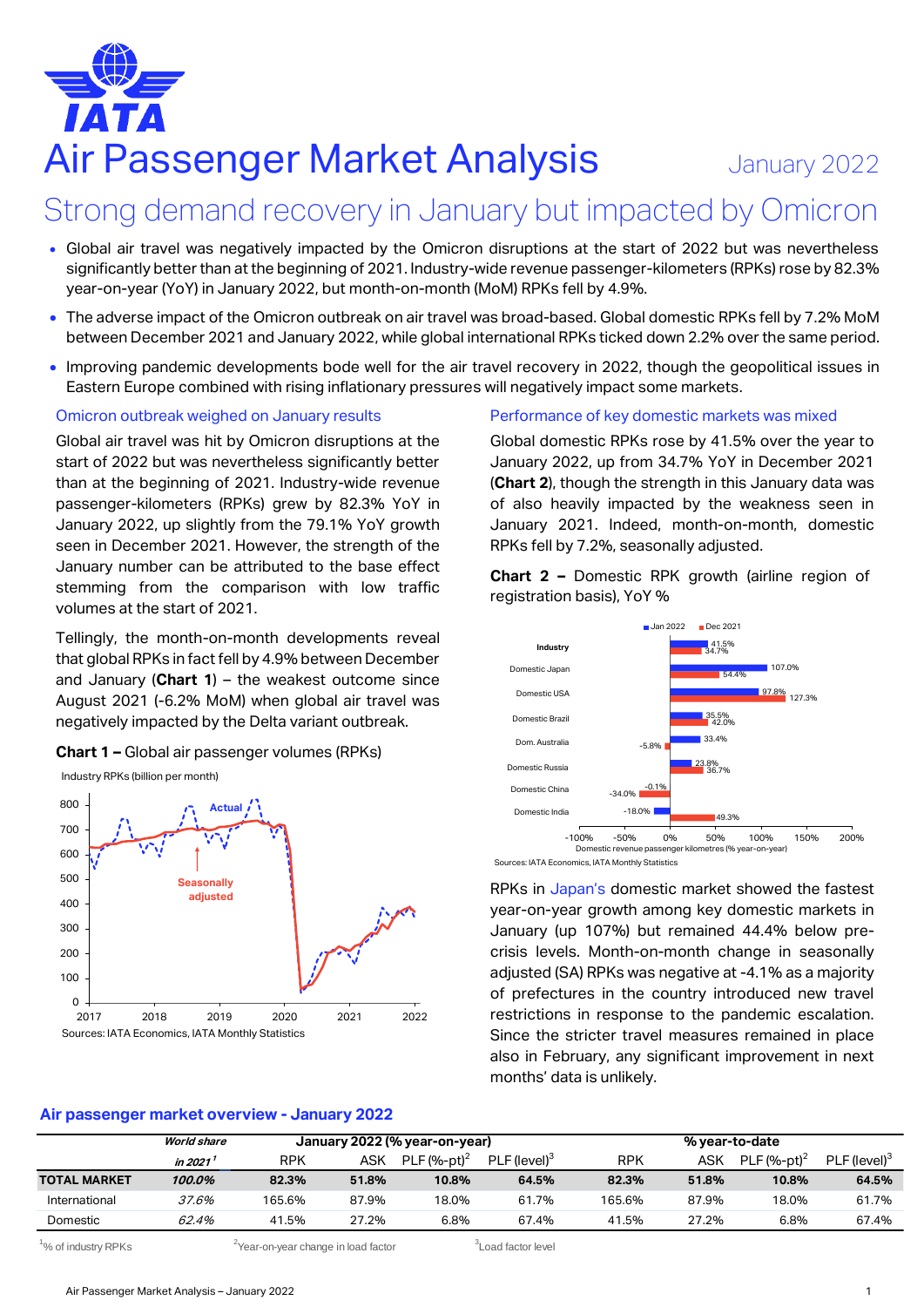# Air Passenger Market Analysis

January 2022

## Strong demand recovery in January but impacted by Omicron

- Global air travel was negatively impacted by the Omicron disruptions at the start of 2022 but was nevertheless significantly better than at the beginning of 2021. Industry-wide revenue passenger-kilometers (RPKs) rose by 82.3% year-on-year (YoY) in January 2022, but month-on-month (MoM) RPKs fell by 4.9%.
- The adverse impact of the Omicron outbreak on air travel was broad-based. Global domestic RPKs fell by 7.2% MoM between December 2021 and January 2022, while global international RPKs ticked down 2.2% over the same period.
- Improving pandemic developments bode well for the air travel recovery in 2022, though the geopolitical issues in Eastern Europe combined with rising inflationary pressures will negatively impact some markets.

### Omicron outbreak weighed on January results

Global air travel was hit by Omicron disruptions at the start of 2022 but was nevertheless significantly better than at the beginning of 2021. Industry-wide revenue passenger-kilometers (RPKs) grew by 82.3% YoY in January 2022, up slightly from the 79.1% YoY growth seen in December 2021. However, the strength of the January number can be attributed to the base effect stemming from the comparison with low traffic volumes at the start of 2021.

Tellingly, the month-on-month developments reveal that global RPKs in fact fell by 4.9% between December and January (**Chart 1**) – the weakest outcome since August 2021 (-6.2% MoM) when global air travel was negatively impacted by the Delta variant outbreak.

**Chart 1 –** Global air passenger volumes (RPKs)

Industry RPKs (billion per month)

Sources: IATA Economics, IATA Monthly Statistics

### Performance of key domestic markets was mixed

Global domestic RPKs rose by 41.5% over the year to January 2022, up from 34.7% YoY in December 2021 (**Chart 2**), though the strength in this January data was of also heavily impacted by the weakness seen in January 2021. Indeed, month-on-month, domestic RPKs fell by 7.2%, seasonally adjusted.

**Chart 2 –** Domestic RPK growth (airline region of registration basis), YoY %

Sources: IATA Economics, IATA Monthly Statistics

RPKs in Japan's domestic market showed the fastest year-on-year growth among key domestic markets in January (up 107%) but remained 44.4% below pre-crisis levels. Month-on-month change in seasonally adjusted (SA) RPKs was negative at -4.1% as a majority of prefectures in the country introduced new travel restrictions in response to the pandemic escalation. Since the stricter travel measures remained in place also in February, any significant improvement in next months' data is unlikely.

### Air passenger market overview - January 2022

| | World share | January 2022 (% year-on-year) | | | | % year-to-date | | | |
|---|---|---|---|---|---|---|---|---|---|
| | in 2021[1] | RPK | ASK | PLF (%-pt)[2] | PLF (level)[3] | RPK | ASK | PLF (%-pt)[2] | PLF (level)[3] |
| **TOTAL MARKET** | **100.0%** | **82.3%** | **51.8%** | **10.8%** | **64.5%** | **82.3%** | **51.8%** | **10.8%** | **64.5%** |
| International | 37.6% | 165.6% | 87.9% | 18.0% | 61.7% | 165.6% | 87.9% | 18.0% | 61.7% |
| Domestic | 62.4% | 41.5% | 27.2% | 6.8% | 67.4% | 41.5% | 27.2% | 6.8% | 67.4% |

[1]% of industry RPKs [2]Year-on-year change in load factor [3]Load factor level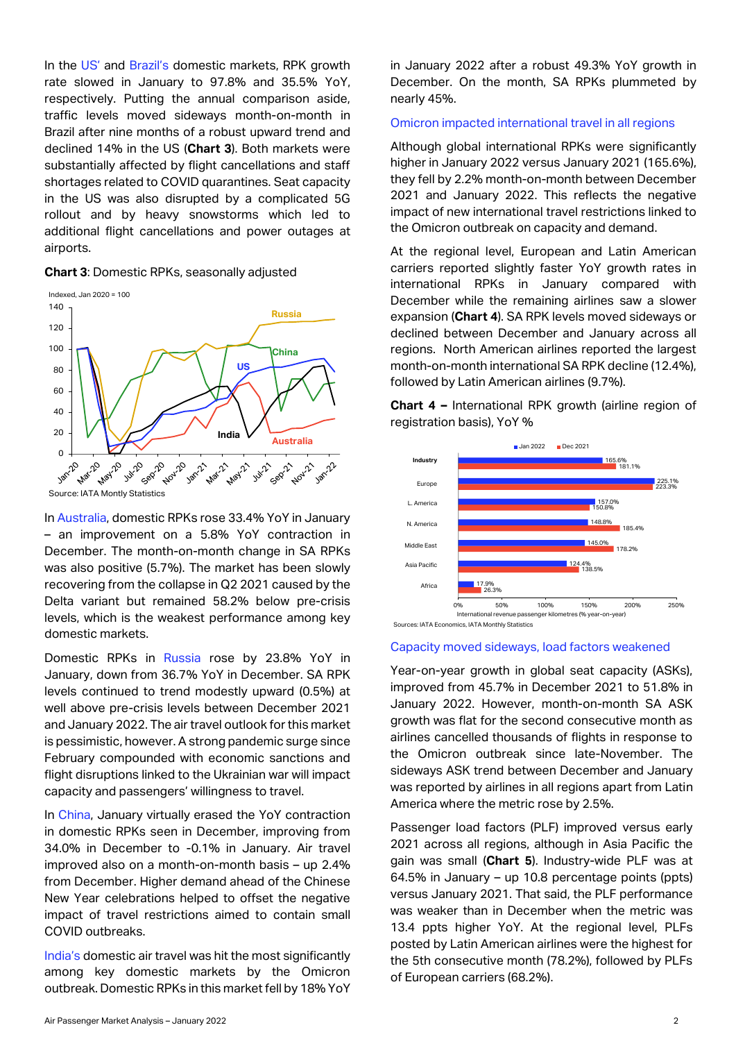In the US' and Brazil's domestic markets, RPK growth rate slowed in January to 97.8% and 35.5% YoY, respectively. Putting the annual comparison aside, traffic levels moved sideways month-on-month in Brazil after nine months of a robust upward trend and declined 14% in the US (**Chart 3**). Both markets were substantially affected by flight cancellations and staff shortages related to COVID quarantines. Seat capacity in the US was also disrupted by a complicated 5G rollout and by heavy snowstorms which led to additional flight cancellations and power outages at airports.

**Chart 3**: Domestic RPKs, seasonally adjusted

Indexed, Jan 2020 = 100

Source: IATA Montly Statistics

In Australia, domestic RPKs rose 33.4% YoY in January – an improvement on a 5.8% YoY contraction in December. The month-on-month change in SA RPKs was also positive (5.7%). The market has been slowly recovering from the collapse in Q2 2021 caused by the Delta variant but remained 58.2% below pre-crisis levels, which is the weakest performance among key domestic markets.

Domestic RPKs in Russia rose by 23.8% YoY in January, down from 36.7% YoY in December. SA RPK levels continued to trend modestly upward (0.5%) at well above pre-crisis levels between December 2021 and January 2022. The air travel outlook for this market is pessimistic, however. A strong pandemic surge since February compounded with economic sanctions and flight disruptions linked to the Ukrainian war will impact capacity and passengers' willingness to travel.

In China, January virtually erased the YoY contraction in domestic RPKs seen in December, improving from 34.0% in December to -0.1% in January. Air travel improved also on a month-on-month basis – up 2.4% from December. Higher demand ahead of the Chinese New Year celebrations helped to offset the negative impact of travel restrictions aimed to contain small COVID outbreaks.

India's domestic air travel was hit the most significantly among key domestic markets by the Omicron outbreak. Domestic RPKs in this market fell by 18% YoY in January 2022 after a robust 49.3% YoY growth in December. On the month, SA RPKs plummeted by nearly 45%.

### Omicron impacted international travel in all regions

Although global international RPKs were significantly higher in January 2022 versus January 2021 (165.6%), they fell by 2.2% month-on-month between December 2021 and January 2022. This reflects the negative impact of new international travel restrictions linked to the Omicron outbreak on capacity and demand.

At the regional level, European and Latin American carriers reported slightly faster YoY growth rates in international RPKs in January compared with December while the remaining airlines saw a slower expansion (**Chart 4**). SA RPK levels moved sideways or declined between December and January across all regions. North American airlines reported the largest month-on-month international SA RPK decline (12.4%), followed by Latin American airlines (9.7%).

**Chart 4 –** International RPK growth (airline region of registration basis), YoY %

| Region | Jan 2022 | Dec 2021 |
|---|---|---|
| Industry | 165.6% | 181.1% |
| Europe | 225.1% | 223.3% |
| L. America | 157.0% | 150.8% |
| N. America | 148.8% | 185.4% |
| Middle East | 145.0% | 178.2% |
| Asia Pacific | 124.4% | 138.5% |
| Africa | 17.9% | 26.3% |

International revenue passenger kilometres (% year-on-year)

Sources: IATA Economics, IATA Monthly Statistics

### Capacity moved sideways, load factors weakened

Year-on-year growth in global seat capacity (ASKs), improved from 45.7% in December 2021 to 51.8% in January 2022. However, month-on-month SA ASK growth was flat for the second consecutive month as airlines cancelled thousands of flights in response to the Omicron outbreak since late-November. The sideways ASK trend between December and January was reported by airlines in all regions apart from Latin America where the metric rose by 2.5%.

Passenger load factors (PLF) improved versus early 2021 across all regions, although in Asia Pacific the gain was small (**Chart 5**). Industry-wide PLF was at 64.5% in January – up 10.8 percentage points (ppts) versus January 2021. That said, the PLF performance was weaker than in December when the metric was 13.4 ppts higher YoY. At the regional level, PLFs posted by Latin American airlines were the highest for the 5th consecutive month (78.2%), followed by PLFs of European carriers (68.2%).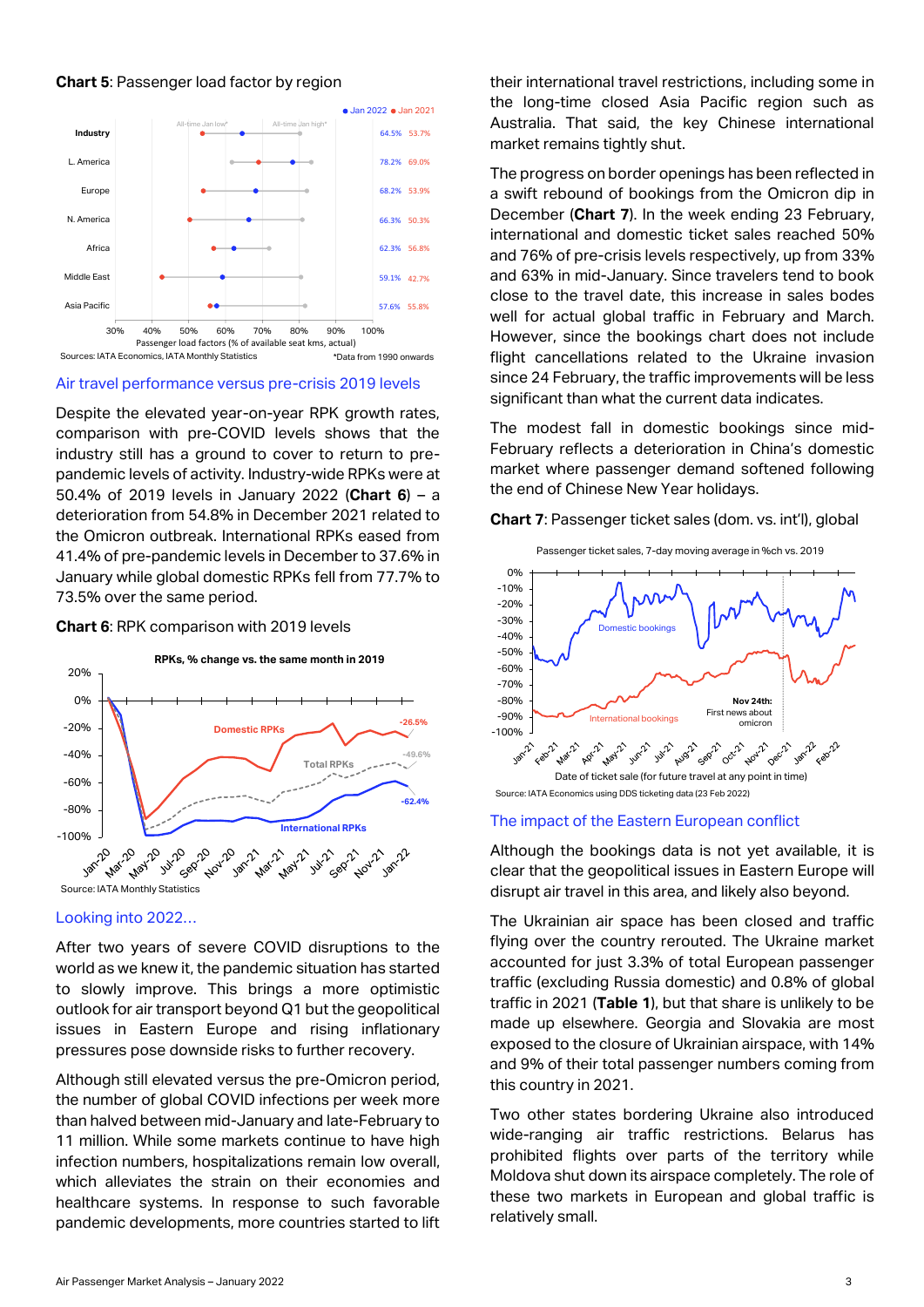**Chart 5**: Passenger load factor by region

| Region | Jan 2022 | Jan 2021 |
|---|---|---|
| Industry | 64.5% | 53.7% |
| L. America | 78.2% | 69.0% |
| Europe | 68.2% | 53.9% |
| N. America | 66.3% | 50.3% |
| Africa | 62.3% | 56.8% |
| Middle East | 59.1% | 42.7% |
| Asia Pacific | 57.6% | 55.8% |

Passenger load factors (% of available seat kms, actual)

Sources: IATA Economics, IATA Monthly Statistics *Data from 1990 onwards

## Air travel performance versus pre-crisis 2019 levels

Despite the elevated year-on-year RPK growth rates, comparison with pre-COVID levels shows that the industry still has a ground to cover to return to pre-pandemic levels of activity. Industry-wide RPKs were at 50.4% of 2019 levels in January 2022 (**Chart 6**) – a deterioration from 54.8% in December 2021 related to the Omicron outbreak. International RPKs eased from 41.4% of pre-pandemic levels in December to 37.6% in January while global domestic RPKs fell from 77.7% to 73.5% over the same period.

**Chart 6**: RPK comparison with 2019 levels

RPKs, % change vs. the same month in 2019

Domestic RPKs: -26.5%; Total RPKs: -49.6%; International RPKs: -62.4%

Source: IATA Monthly Statistics

## Looking into 2022…

After two years of severe COVID disruptions to the world as we knew it, the pandemic situation has started to slowly improve. This brings a more optimistic outlook for air transport beyond Q1 but the geopolitical issues in Eastern Europe and rising inflationary pressures pose downside risks to further recovery.

Although still elevated versus the pre-Omicron period, the number of global COVID infections per week more than halved between mid-January and late-February to 11 million. While some markets continue to have high infection numbers, hospitalizations remain low overall, which alleviates the strain on their economies and healthcare systems. In response to such favorable pandemic developments, more countries started to lift their international travel restrictions, including some in the long-time closed Asia Pacific region such as Australia. That said, the key Chinese international market remains tightly shut.

The progress on border openings has been reflected in a swift rebound of bookings from the Omicron dip in December (**Chart 7**). In the week ending 23 February, international and domestic ticket sales reached 50% and 76% of pre-crisis levels respectively, up from 33% and 63% in mid-January. Since travelers tend to book close to the travel date, this increase in sales bodes well for actual global traffic in February and March. However, since the bookings chart does not include flight cancellations related to the Ukraine invasion since 24 February, the traffic improvements will be less significant than what the current data indicates.

The modest fall in domestic bookings since mid-February reflects a deterioration in China's domestic market where passenger demand softened following the end of Chinese New Year holidays.

**Chart 7**: Passenger ticket sales (dom. vs. int'l), global

Passenger ticket sales, 7-day moving average in %ch vs. 2019

Domestic bookings; International bookings; Nov 24th: First news about omicron

Date of ticket sale (for future travel at any point in time)

Source: IATA Economics using DDS ticketing data (23 Feb 2022)

## The impact of the Eastern European conflict

Although the bookings data is not yet available, it is clear that the geopolitical issues in Eastern Europe will disrupt air travel in this area, and likely also beyond.

The Ukrainian air space has been closed and traffic flying over the country rerouted. The Ukraine market accounted for just 3.3% of total European passenger traffic (excluding Russia domestic) and 0.8% of global traffic in 2021 (**Table 1**), but that share is unlikely to be made up elsewhere. Georgia and Slovakia are most exposed to the closure of Ukrainian airspace, with 14% and 9% of their total passenger numbers coming from this country in 2021.

Two other states bordering Ukraine also introduced wide-ranging air traffic restrictions. Belarus has prohibited flights over parts of the territory while Moldova shut down its airspace completely. The role of these two markets in European and global traffic is relatively small.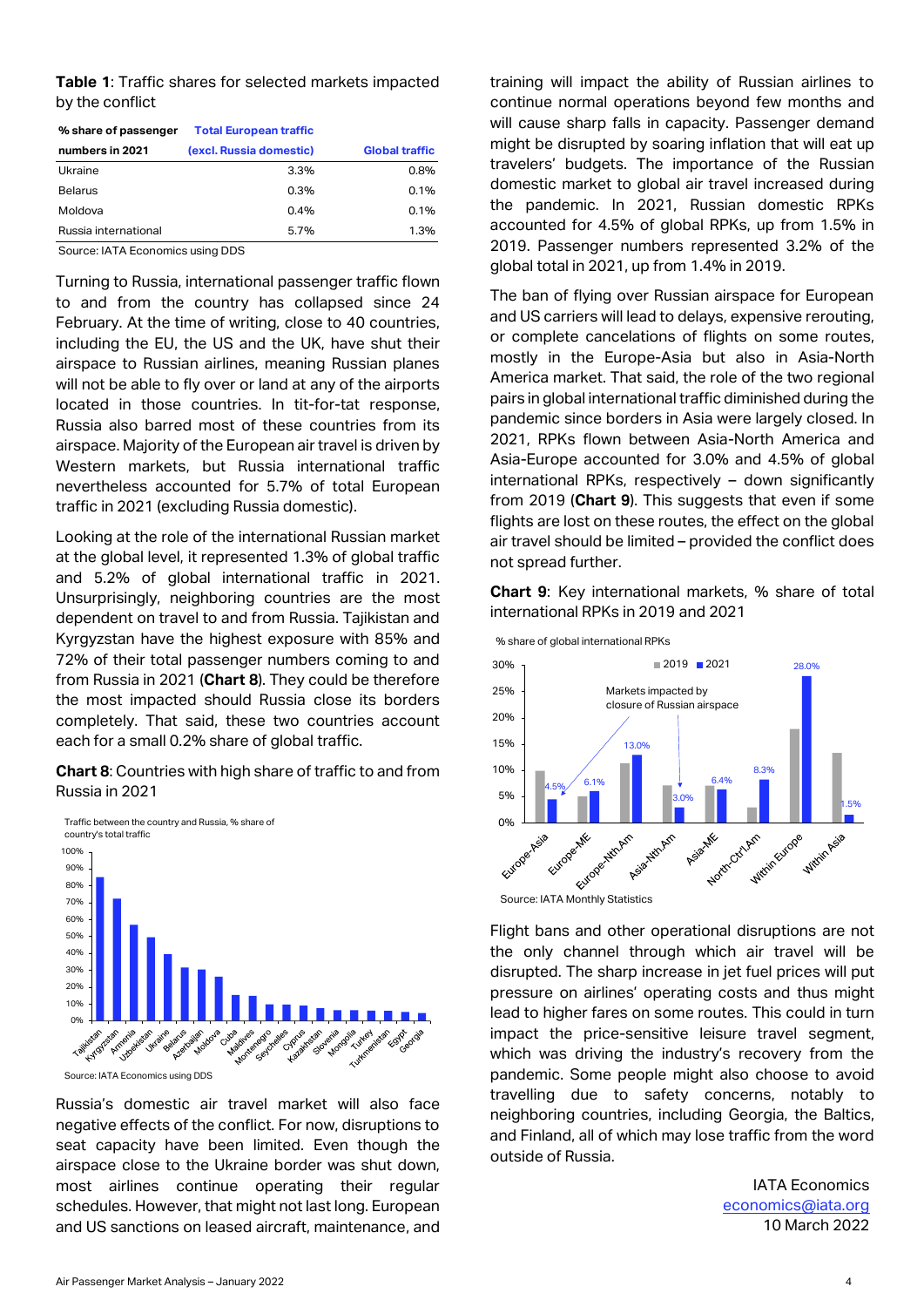**Table 1**: Traffic shares for selected markets impacted by the conflict

| % share of passenger numbers in 2021 | Total European traffic (excl. Russia domestic) | Global traffic |
|---|---|---|
| Ukraine | 3.3% | 0.8% |
| Belarus | 0.3% | 0.1% |
| Moldova | 0.4% | 0.1% |
| Russia international | 5.7% | 1.3% |

Source: IATA Economics using DDS

Turning to Russia, international passenger traffic flown to and from the country has collapsed since 24 February. At the time of writing, close to 40 countries, including the EU, the US and the UK, have shut their airspace to Russian airlines, meaning Russian planes will not be able to fly over or land at any of the airports located in those countries. In tit-for-tat response, Russia also barred most of these countries from its airspace. Majority of the European air travel is driven by Western markets, but Russia international traffic nevertheless accounted for 5.7% of total European traffic in 2021 (excluding Russia domestic).

Looking at the role of the international Russian market at the global level, it represented 1.3% of global traffic and 5.2% of global international traffic in 2021. Unsurprisingly, neighboring countries are the most dependent on travel to and from Russia. Tajikistan and Kyrgyzstan have the highest exposure with 85% and 72% of their total passenger numbers coming to and from Russia in 2021 (**Chart 8**). They could be therefore the most impacted should Russia close its borders completely. That said, these two countries account each for a small 0.2% share of global traffic.

**Chart 8**: Countries with high share of traffic to and from Russia in 2021

Source: IATA Economics using DDS

Russia's domestic air travel market will also face negative effects of the conflict. For now, disruptions to seat capacity have been limited. Even though the airspace close to the Ukraine border was shut down, most airlines continue operating their regular schedules. However, that might not last long. European and US sanctions on leased aircraft, maintenance, and training will impact the ability of Russian airlines to continue normal operations beyond few months and will cause sharp falls in capacity. Passenger demand might be disrupted by soaring inflation that will eat up travelers' budgets. The importance of the Russian domestic market to global air travel increased during the pandemic. In 2021, Russian domestic RPKs accounted for 4.5% of global RPKs, up from 1.5% in 2019. Passenger numbers represented 3.2% of the global total in 2021, up from 1.4% in 2019.

The ban of flying over Russian airspace for European and US carriers will lead to delays, expensive rerouting, or complete cancelations of flights on some routes, mostly in the Europe-Asia but also in Asia-North America market. That said, the role of the two regional pairs in global international traffic diminished during the pandemic since borders in Asia were largely closed. In 2021, RPKs flown between Asia-North America and Asia-Europe accounted for 3.0% and 4.5% of global international RPKs, respectively – down significantly from 2019 (**Chart 9**). This suggests that even if some flights are lost on these routes, the effect on the global air travel should be limited – provided the conflict does not spread further.

**Chart 9**: Key international markets, % share of total international RPKs in 2019 and 2021

Source: IATA Monthly Statistics

Flight bans and other operational disruptions are not the only channel through which air travel will be disrupted. The sharp increase in jet fuel prices will put pressure on airlines' operating costs and thus might lead to higher fares on some routes. This could in turn impact the price-sensitive leisure travel segment, which was driving the industry's recovery from the pandemic. Some people might also choose to avoid travelling due to safety concerns, notably to neighboring countries, including Georgia, the Baltics, and Finland, all of which may lose traffic from the word outside of Russia.

IATA Economics
economics@iata.org
10 March 2022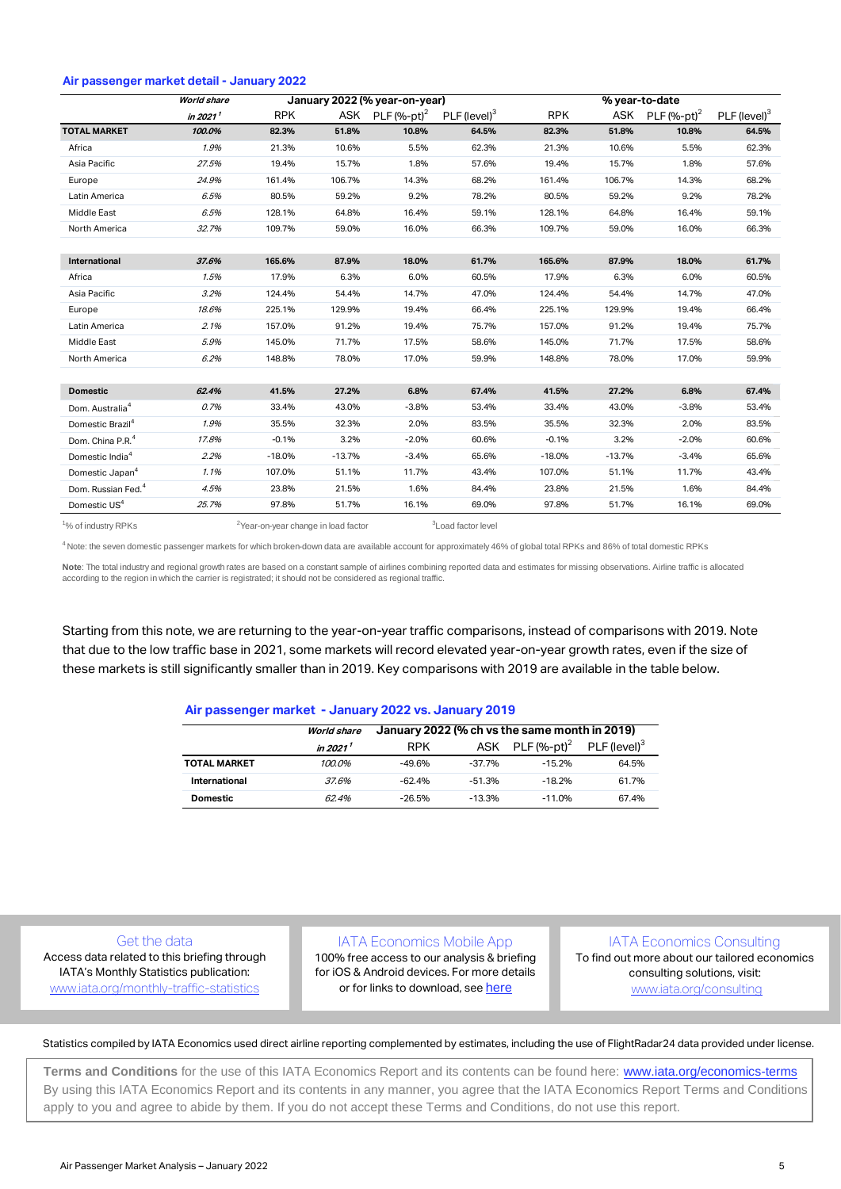## Air passenger market detail - January 2022

| | World share | January 2022 (% year-on-year) | | | | % year-to-date | | | |
|---|---|---|---|---|---|---|---|---|---|
| | *in 2021* [1] | RPK | ASK | PLF (%-pt) [2] | PLF (level) [3] | RPK | ASK | PLF (%-pt) [2] | PLF (level) [3] |
| **TOTAL MARKET** | ***100.0%*** | **82.3%** | **51.8%** | **10.8%** | **64.5%** | **82.3%** | **51.8%** | **10.8%** | **64.5%** |
| Africa | *1.9%* | 21.3% | 10.6% | 5.5% | 62.3% | 21.3% | 10.6% | 5.5% | 62.3% |
| Asia Pacific | *27.5%* | 19.4% | 15.7% | 1.8% | 57.6% | 19.4% | 15.7% | 1.8% | 57.6% |
| Europe | *24.9%* | 161.4% | 106.7% | 14.3% | 68.2% | 161.4% | 106.7% | 14.3% | 68.2% |
| Latin America | *6.5%* | 80.5% | 59.2% | 9.2% | 78.2% | 80.5% | 59.2% | 9.2% | 78.2% |
| Middle East | *6.5%* | 128.1% | 64.8% | 16.4% | 59.1% | 128.1% | 64.8% | 16.4% | 59.1% |
| North America | *32.7%* | 109.7% | 59.0% | 16.0% | 66.3% | 109.7% | 59.0% | 16.0% | 66.3% |
| **International** | ***37.6%*** | **165.6%** | **87.9%** | **18.0%** | **61.7%** | **165.6%** | **87.9%** | **18.0%** | **61.7%** |
| Africa | *1.5%* | 17.9% | 6.3% | 6.0% | 60.5% | 17.9% | 6.3% | 6.0% | 60.5% |
| Asia Pacific | *3.2%* | 124.4% | 54.4% | 14.7% | 47.0% | 124.4% | 54.4% | 14.7% | 47.0% |
| Europe | *18.6%* | 225.1% | 129.9% | 19.4% | 66.4% | 225.1% | 129.9% | 19.4% | 66.4% |
| Latin America | *2.1%* | 157.0% | 91.2% | 19.4% | 75.7% | 157.0% | 91.2% | 19.4% | 75.7% |
| Middle East | *5.9%* | 145.0% | 71.7% | 17.5% | 58.6% | 145.0% | 71.7% | 17.5% | 58.6% |
| North America | *6.2%* | 148.8% | 78.0% | 17.0% | 59.9% | 148.8% | 78.0% | 17.0% | 59.9% |
| **Domestic** | ***62.4%*** | **41.5%** | **27.2%** | **6.8%** | **67.4%** | **41.5%** | **27.2%** | **6.8%** | **67.4%** |
| Dom. Australia [4] | *0.7%* | 33.4% | 43.0% | -3.8% | 53.4% | 33.4% | 43.0% | -3.8% | 53.4% |
| Domestic Brazil [4] | *1.9%* | 35.5% | 32.3% | 2.0% | 83.5% | 35.5% | 32.3% | 2.0% | 83.5% |
| Dom. China P.R. [4] | *17.8%* | -0.1% | 3.2% | -2.0% | 60.6% | -0.1% | 3.2% | -2.0% | 60.6% |
| Domestic India [4] | *2.2%* | -18.0% | -13.7% | -3.4% | 65.6% | -18.0% | -13.7% | -3.4% | 65.6% |
| Domestic Japan [4] | *1.1%* | 107.0% | 51.1% | 11.7% | 43.4% | 107.0% | 51.1% | 11.7% | 43.4% |
| Dom. Russian Fed. [4] | *4.5%* | 23.8% | 21.5% | 1.6% | 84.4% | 23.8% | 21.5% | 1.6% | 84.4% |
| Domestic US [4] | *25.7%* | 97.8% | 51.7% | 16.1% | 69.0% | 97.8% | 51.7% | 16.1% | 69.0% |

[1] % of industry RPKs [2] Year-on-year change in load factor [3] Load factor level

[4] Note: the seven domestic passenger markets for which broken-down data are available account for approximately 46% of global total RPKs and 86% of total domestic RPKs

**Note**: The total industry and regional growth rates are based on a constant sample of airlines combining reported data and estimates for missing observations. Airline traffic is allocated according to the region in which the carrier is registrated; it should not be considered as regional traffic.

Starting from this note, we are returning to the year-on-year traffic comparisons, instead of comparisons with 2019. Note that due to the low traffic base in 2021, some markets will record elevated year-on-year growth rates, even if the size of these markets is still significantly smaller than in 2019. Key comparisons with 2019 are available in the table below.

## Air passenger market - January 2022 vs. January 2019

| | World share | January 2022 (% ch vs the same month in 2019) | | | |
|---|---|---|---|---|---|
| | *in 2021* [1] | RPK | ASK | PLF (%-pt) [2] | PLF (level) [3] |
| **TOTAL MARKET** | *100.0%* | -49.6% | -37.7% | -15.2% | 64.5% |
| **International** | *37.6%* | -62.4% | -51.3% | -18.2% | 61.7% |
| **Domestic** | *62.4%* | -26.5% | -13.3% | -11.0% | 67.4% |

**Get the data**

Access data related to this briefing through IATA's Monthly Statistics publication: www.iata.org/monthly-traffic-statistics

**IATA Economics Mobile App**

100% free access to our analysis & briefing for iOS & Android devices. For more details or for links to download, see here

**IATA Economics Consulting**

To find out more about our tailored economics consulting solutions, visit: www.iata.org/consulting

Statistics compiled by IATA Economics used direct airline reporting complemented by estimates, including the use of FlightRadar24 data provided under license.

**Terms and Conditions** for the use of this IATA Economics Report and its contents can be found here: www.iata.org/economics-terms
By using this IATA Economics Report and its contents in any manner, you agree that the IATA Economics Report Terms and Conditions apply to you and agree to abide by them. If you do not accept these Terms and Conditions, do not use this report.